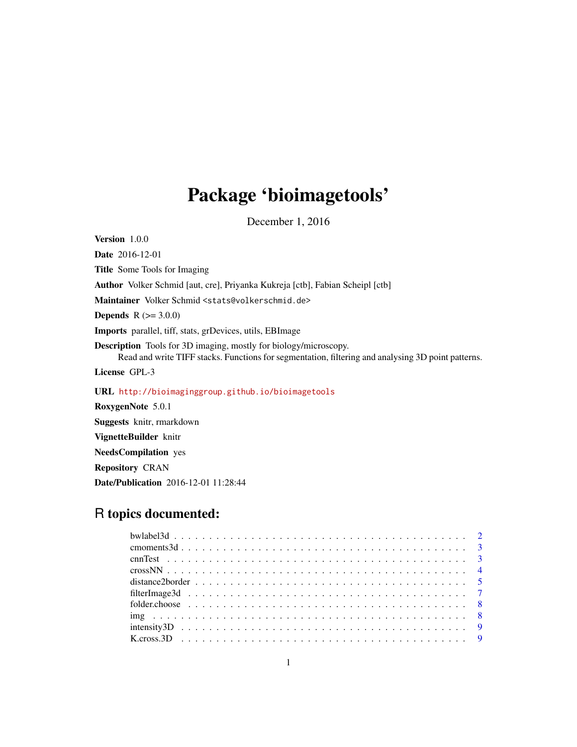# Package 'bioimagetools'

December 1, 2016

**Version** 1.0.0

**Date** 2016-12-01

**Title** Some Tools for Imaging

**Author** Volker Schmid [aut, cre], Priyanka Kukreja [ctb], Fabian Scheipl [ctb]

**Maintainer** Volker Schmid <stats@volkerschmid.de>

**Depends** R (>= 3.0.0)

**Imports** parallel, tiff, stats, grDevices, utils, EBImage

**Description** Tools for 3D imaging, mostly for biology/microscopy.
Read and write TIFF stacks. Functions for segmentation, filtering and analysing 3D point patterns.

**License** GPL-3

**URL** http://bioimaginggroup.github.io/bioimagetools

**RoxygenNote** 5.0.1

**Suggests** knitr, rmarkdown

**VignetteBuilder** knitr

**NeedsCompilation** yes

**Repository** CRAN

**Date/Publication** 2016-12-01 11:28:44

## R topics documented:

- bwlabel3d . . . . . . . . . . . . . . . . . . . . . . . . . . . . . . . . . . . . . . . . 2
- cmoments3d . . . . . . . . . . . . . . . . . . . . . . . . . . . . . . . . . . . . . . . 3
- cnnTest . . . . . . . . . . . . . . . . . . . . . . . . . . . . . . . . . . . . . . . . . 3
- crossNN . . . . . . . . . . . . . . . . . . . . . . . . . . . . . . . . . . . . . . . . . 4
- distance2border . . . . . . . . . . . . . . . . . . . . . . . . . . . . . . . . . . . . . 5
- filterImage3d . . . . . . . . . . . . . . . . . . . . . . . . . . . . . . . . . . . . . . 7
- folder.choose . . . . . . . . . . . . . . . . . . . . . . . . . . . . . . . . . . . . . . 8
- img . . . . . . . . . . . . . . . . . . . . . . . . . . . . . . . . . . . . . . . . . . . 8
- intensity3D . . . . . . . . . . . . . . . . . . . . . . . . . . . . . . . . . . . . . . . 9
- K.cross.3D . . . . . . . . . . . . . . . . . . . . . . . . . . . . . . . . . . . . . . . 9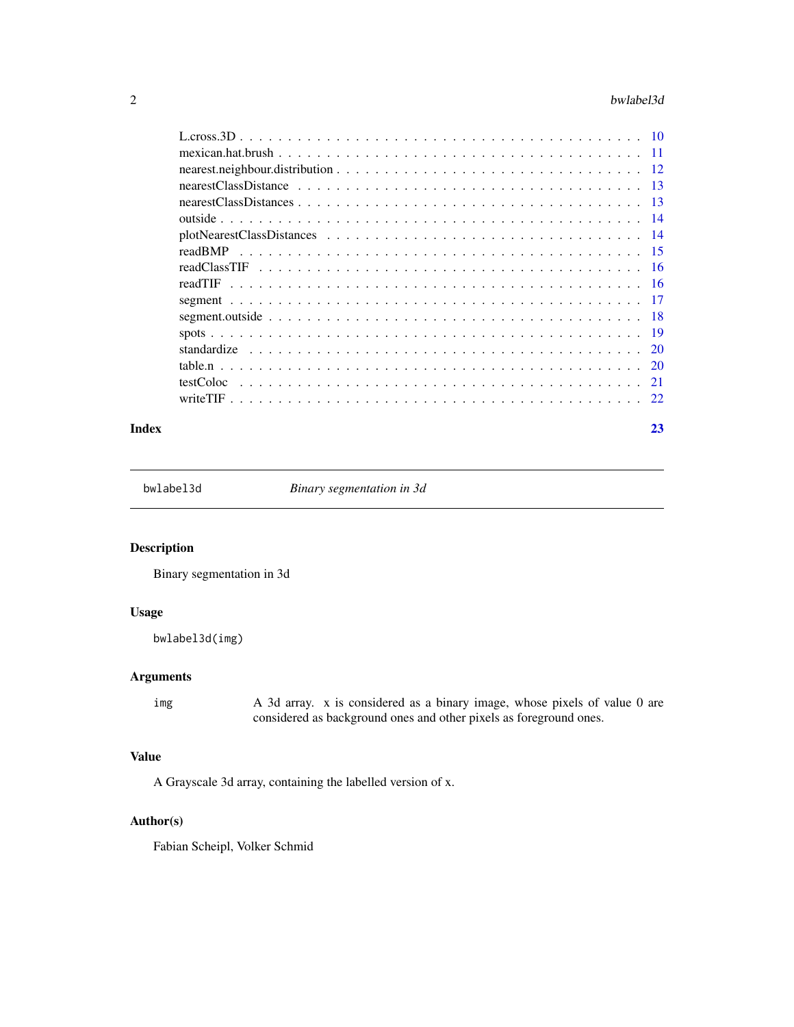L.cross.3D . . . . . . . . . . . . . . . . . . . . . . . . . . . . . . . . . . . . . . . . . 10
mexican.hat.brush . . . . . . . . . . . . . . . . . . . . . . . . . . . . . . . . . . . . . 11
nearest.neighbour.distribution . . . . . . . . . . . . . . . . . . . . . . . . . . . . . . 12
nearestClassDistance . . . . . . . . . . . . . . . . . . . . . . . . . . . . . . . . . . . 13
nearestClassDistances . . . . . . . . . . . . . . . . . . . . . . . . . . . . . . . . . . 13
outside . . . . . . . . . . . . . . . . . . . . . . . . . . . . . . . . . . . . . . . . . . . 14
plotNearestClassDistances . . . . . . . . . . . . . . . . . . . . . . . . . . . . . . . 14
readBMP . . . . . . . . . . . . . . . . . . . . . . . . . . . . . . . . . . . . . . . . . . 15
readClassTIF . . . . . . . . . . . . . . . . . . . . . . . . . . . . . . . . . . . . . . . 16
readTIF . . . . . . . . . . . . . . . . . . . . . . . . . . . . . . . . . . . . . . . . . . . 16
segment . . . . . . . . . . . . . . . . . . . . . . . . . . . . . . . . . . . . . . . . . . . 17
segment.outside . . . . . . . . . . . . . . . . . . . . . . . . . . . . . . . . . . . . . . 18
spots . . . . . . . . . . . . . . . . . . . . . . . . . . . . . . . . . . . . . . . . . . . . 19
standardize . . . . . . . . . . . . . . . . . . . . . . . . . . . . . . . . . . . . . . . . . 20
table.n . . . . . . . . . . . . . . . . . . . . . . . . . . . . . . . . . . . . . . . . . . . 20
testColoc . . . . . . . . . . . . . . . . . . . . . . . . . . . . . . . . . . . . . . . . . . 21
writeTIF . . . . . . . . . . . . . . . . . . . . . . . . . . . . . . . . . . . . . . . . . . 22

**Index** **23**

---

`bwlabel3d` *Binary segmentation in 3d*

---

## Description

Binary segmentation in 3d

## Usage

```
bwlabel3d(img)
```

## Arguments

| | |
|---|---|
| `img` | A 3d array. x is considered as a binary image, whose pixels of value 0 are considered as background ones and other pixels as foreground ones. |

## Value

A Grayscale 3d array, containing the labelled version of x.

## Author(s)

Fabian Scheipl, Volker Schmid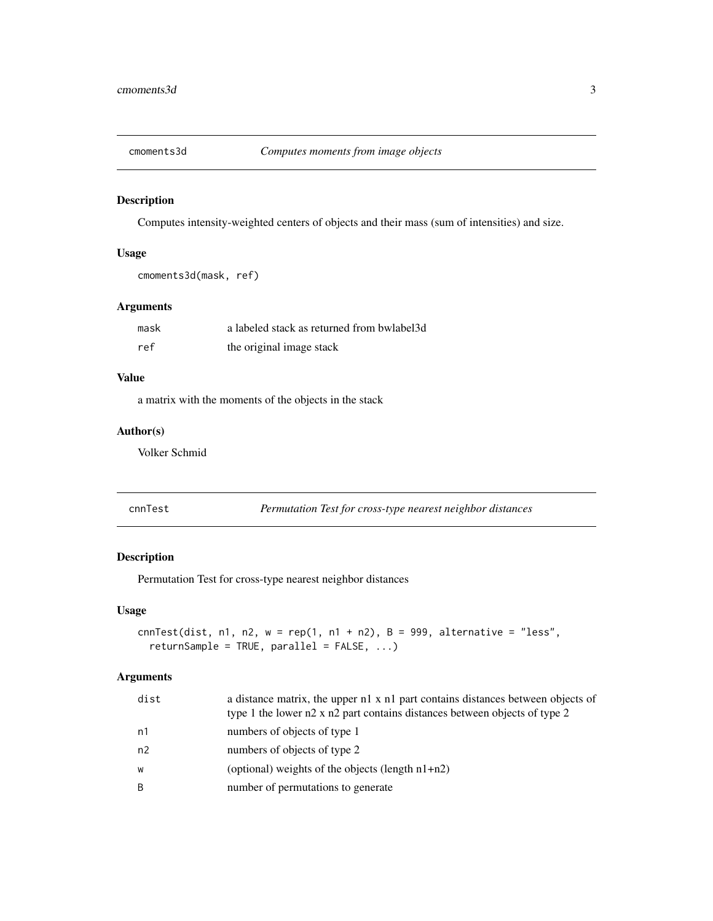## cmoments3d *Computes moments from image objects*

### Description

Computes intensity-weighted centers of objects and their mass (sum of intensities) and size.

### Usage

```
cmoments3d(mask, ref)
```

### Arguments

| | |
|---|---|
| mask | a labeled stack as returned from bwlabel3d |
| ref | the original image stack |

### Value

a matrix with the moments of the objects in the stack

### Author(s)

Volker Schmid

## cnnTest *Permutation Test for cross-type nearest neighbor distances*

### Description

Permutation Test for cross-type nearest neighbor distances

### Usage

```
cnnTest(dist, n1, n2, w = rep(1, n1 + n2), B = 999, alternative = "less",
  returnSample = TRUE, parallel = FALSE, ...)
```

### Arguments

| | |
|---|---|
| dist | a distance matrix, the upper n1 x n1 part contains distances between objects of type 1 the lower n2 x n2 part contains distances between objects of type 2 |
| n1 | numbers of objects of type 1 |
| n2 | numbers of objects of type 2 |
| w | (optional) weights of the objects (length n1+n2) |
| B | number of permutations to generate |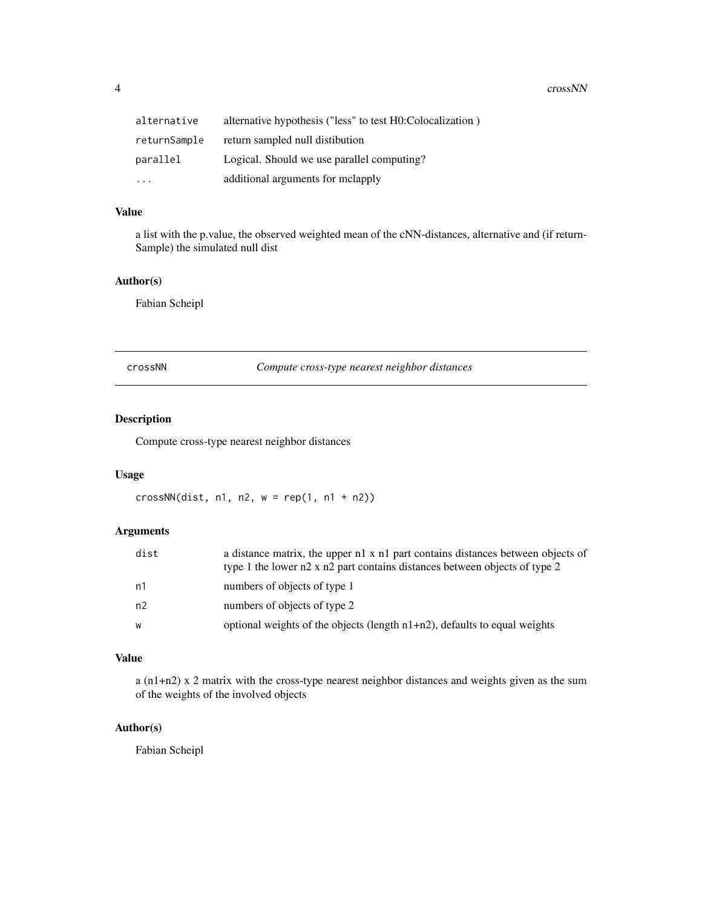| | |
|---|---|
| alternative | alternative hypothesis ("less" to test H0:Colocalization ) |
| returnSample | return sampled null distibution |
| parallel | Logical. Should we use parallel computing? |
| ... | additional arguments for mclapply |

### Value

a list with the p.value, the observed weighted mean of the cNN-distances, alternative and (if returnSample) the simulated null dist

### Author(s)

Fabian Scheipl

---

## crossNN — *Compute cross-type nearest neighbor distances*

### Description

Compute cross-type nearest neighbor distances

### Usage

```
crossNN(dist, n1, n2, w = rep(1, n1 + n2))
```

### Arguments

| | |
|---|---|
| dist | a distance matrix, the upper n1 x n1 part contains distances between objects of type 1 the lower n2 x n2 part contains distances between objects of type 2 |
| n1 | numbers of objects of type 1 |
| n2 | numbers of objects of type 2 |
| w | optional weights of the objects (length n1+n2), defaults to equal weights |

### Value

a (n1+n2) x 2 matrix with the cross-type nearest neighbor distances and weights given as the sum of the weights of the involved objects

### Author(s)

Fabian Scheipl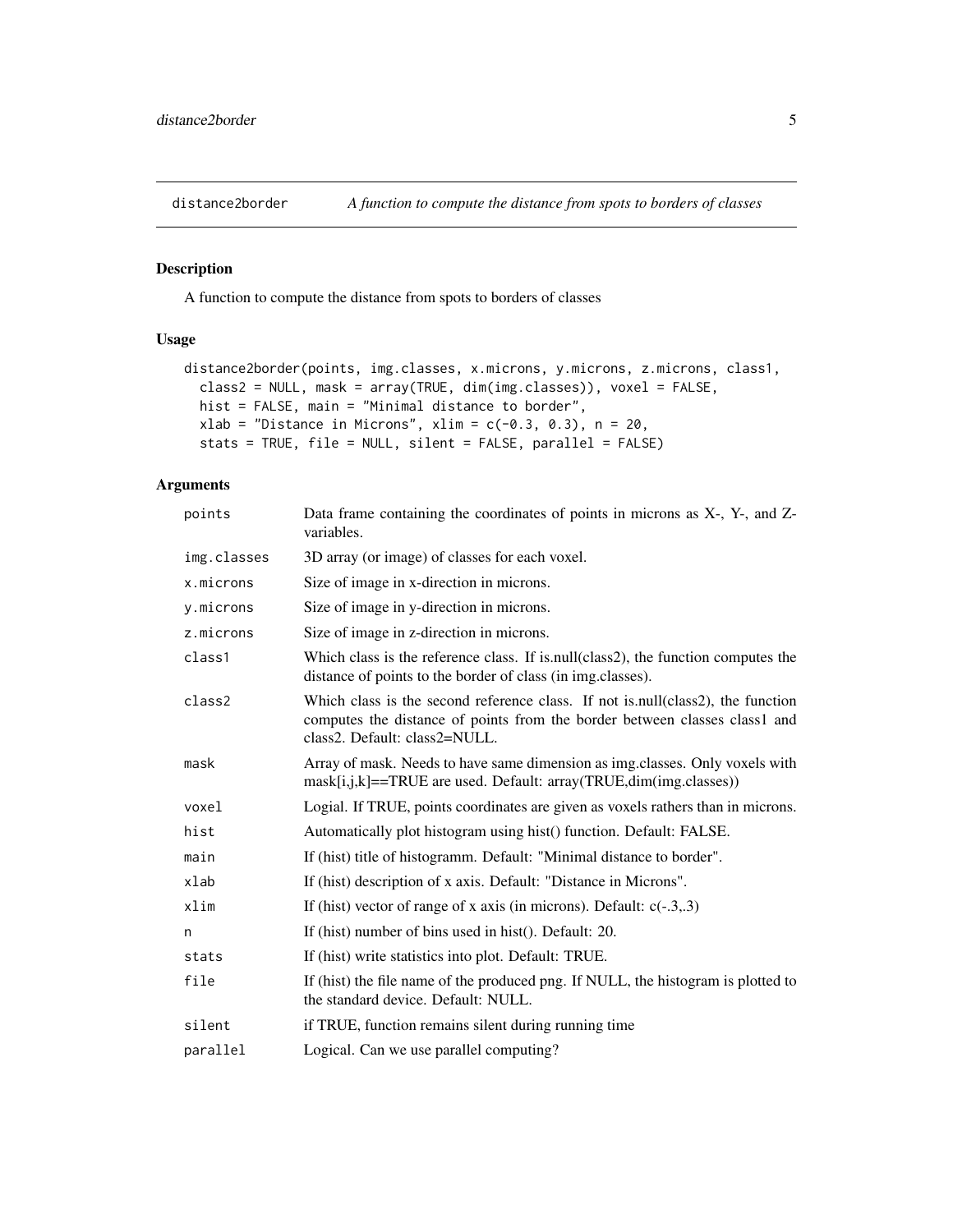## distance2border — *A function to compute the distance from spots to borders of classes*

### Description

A function to compute the distance from spots to borders of classes

### Usage

```
distance2border(points, img.classes, x.microns, y.microns, z.microns, class1,
  class2 = NULL, mask = array(TRUE, dim(img.classes)), voxel = FALSE,
  hist = FALSE, main = "Minimal distance to border",
  xlab = "Distance in Microns", xlim = c(-0.3, 0.3), n = 20,
  stats = TRUE, file = NULL, silent = FALSE, parallel = FALSE)
```

### Arguments

| | |
|---|---|
| `points` | Data frame containing the coordinates of points in microns as X-, Y-, and Z-variables. |
| `img.classes` | 3D array (or image) of classes for each voxel. |
| `x.microns` | Size of image in x-direction in microns. |
| `y.microns` | Size of image in y-direction in microns. |
| `z.microns` | Size of image in z-direction in microns. |
| `class1` | Which class is the reference class. If is.null(class2), the function computes the distance of points to the border of class (in img.classes). |
| `class2` | Which class is the second reference class. If not is.null(class2), the function computes the distance of points from the border between classes class1 and class2. Default: class2=NULL. |
| `mask` | Array of mask. Needs to have same dimension as img.classes. Only voxels with mask[i,j,k]==TRUE are used. Default: array(TRUE,dim(img.classes)) |
| `voxel` | Logial. If TRUE, points coordinates are given as voxels rathers than in microns. |
| `hist` | Automatically plot histogram using hist() function. Default: FALSE. |
| `main` | If (hist) title of histogramm. Default: "Minimal distance to border". |
| `xlab` | If (hist) description of x axis. Default: "Distance in Microns". |
| `xlim` | If (hist) vector of range of x axis (in microns). Default: c(-.3,.3) |
| `n` | If (hist) number of bins used in hist(). Default: 20. |
| `stats` | If (hist) write statistics into plot. Default: TRUE. |
| `file` | If (hist) the file name of the produced png. If NULL, the histogram is plotted to the standard device. Default: NULL. |
| `silent` | if TRUE, function remains silent during running time |
| `parallel` | Logical. Can we use parallel computing? |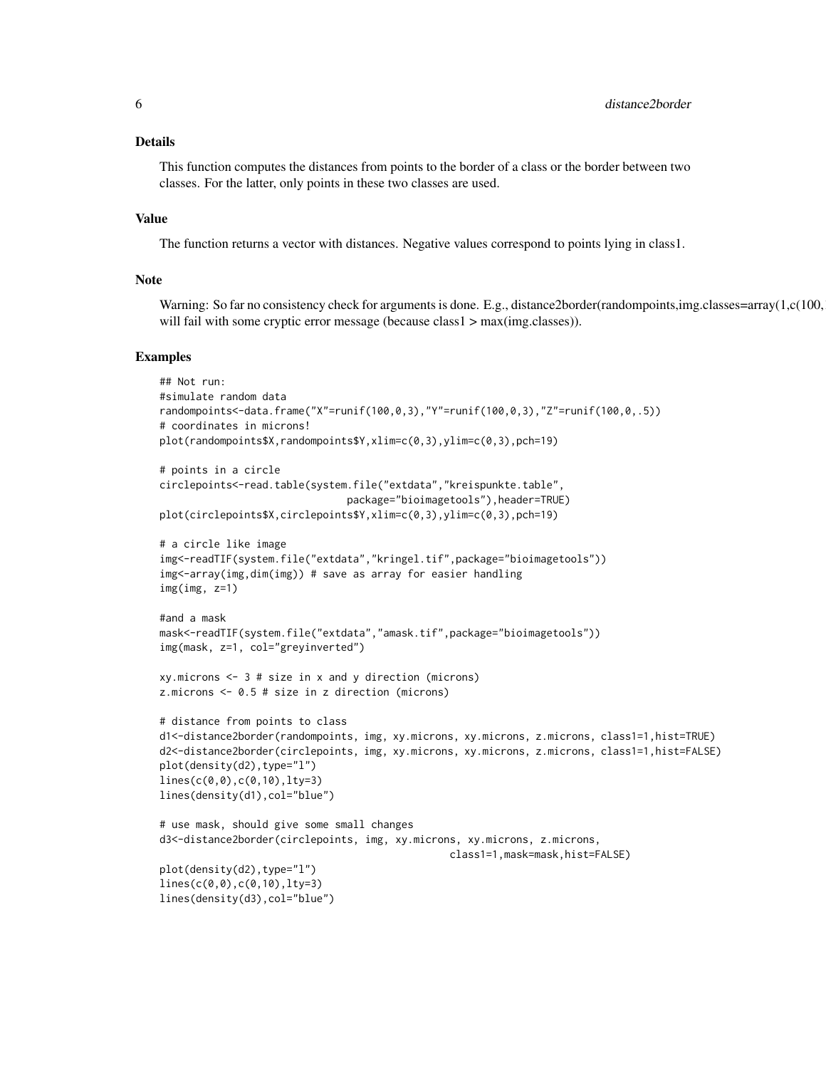## Details

This function computes the distances from points to the border of a class or the border between two classes. For the latter, only points in these two classes are used.

## Value

The function returns a vector with distances. Negative values correspond to points lying in class1.

## Note

Warning: So far no consistency check for arguments is done. E.g., distance2border(randompoints,img.classes=array(1,c(100, will fail with some cryptic error message (because class1 > max(img.classes)).

## Examples

```
## Not run:
#simulate random data
randompoints<-data.frame("X"=runif(100,0,3),"Y"=runif(100,0,3),"Z"=runif(100,0,.5))
# coordinates in microns!
plot(randompoints$X,randompoints$Y,xlim=c(0,3),ylim=c(0,3),pch=19)

# points in a circle
circlepoints<-read.table(system.file("extdata","kreispunkte.table",
                         package="bioimagetools"),header=TRUE)
plot(circlepoints$X,circlepoints$Y,xlim=c(0,3),ylim=c(0,3),pch=19)

# a circle like image
img<-readTIF(system.file("extdata","kringel.tif",package="bioimagetools"))
img<-array(img,dim(img)) # save as array for easier handling
img(img, z=1)

#and a mask
mask<-readTIF(system.file("extdata","amask.tif",package="bioimagetools"))
img(mask, z=1, col="greyinverted")

xy.microns <- 3 # size in x and y direction (microns)
z.microns <- 0.5 # size in z direction (microns)

# distance from points to class
d1<-distance2border(randompoints, img, xy.microns, xy.microns, z.microns, class1=1,hist=TRUE)
d2<-distance2border(circlepoints, img, xy.microns, xy.microns, z.microns, class1=1,hist=FALSE)
plot(density(d2),type="l")
lines(c(0,0),c(0,10),lty=3)
lines(density(d1),col="blue")

# use mask, should give some small changes
d3<-distance2border(circlepoints, img, xy.microns, xy.microns, z.microns,
                                          class1=1,mask=mask,hist=FALSE)
plot(density(d2),type="l")
lines(c(0,0),c(0,10),lty=3)
lines(density(d3),col="blue")
```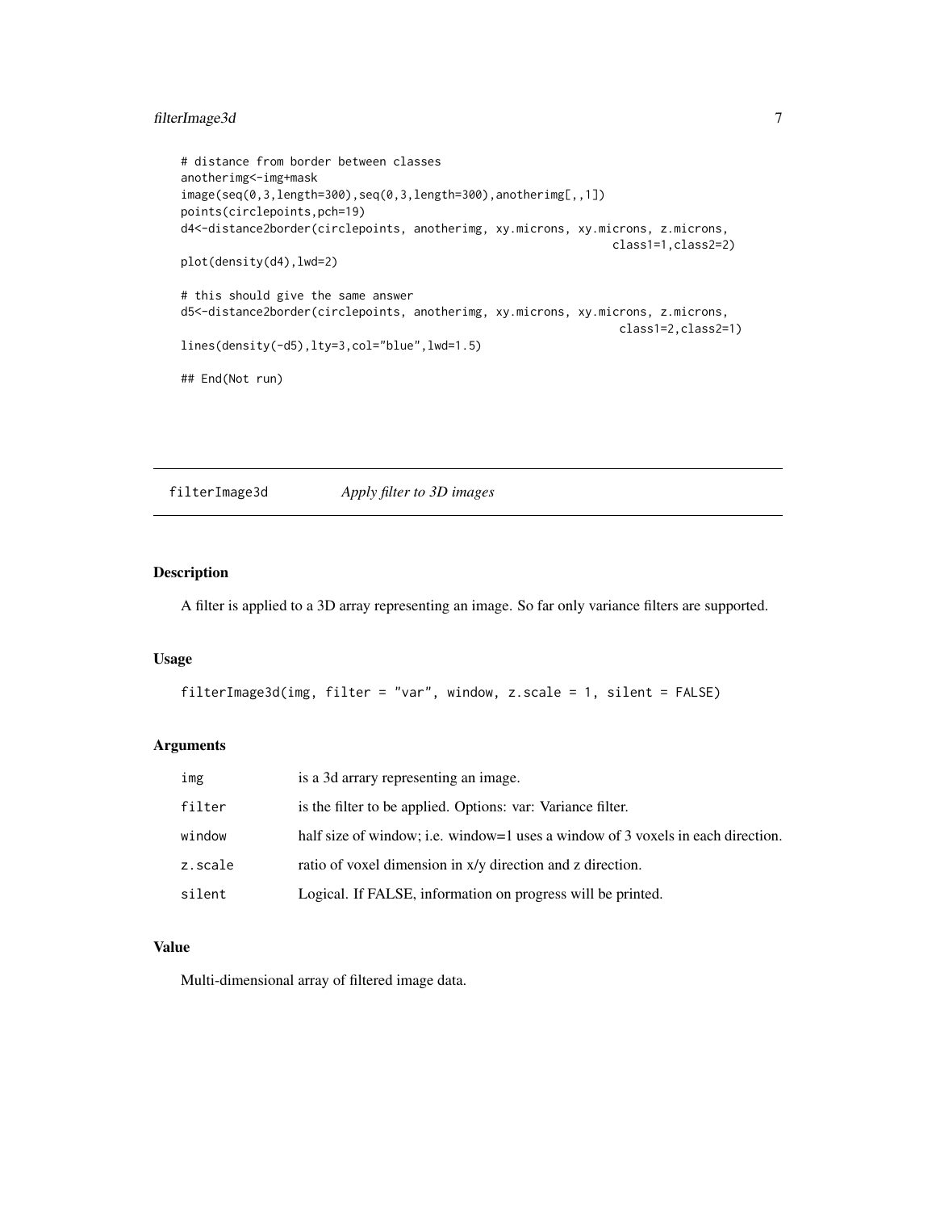```
# distance from border between classes
anotherimg<-img+mask
image(seq(0,3,length=300),seq(0,3,length=300),anotherimg[,,1])
points(circlepoints,pch=19)
d4<-distance2border(circlepoints, anotherimg, xy.microns, xy.microns, z.microns,
                                                              class1=1,class2=2)
plot(density(d4),lwd=2)

# this should give the same answer
d5<-distance2border(circlepoints, anotherimg, xy.microns, xy.microns, z.microns,
                                                               class1=2,class2=1)
lines(density(-d5),lty=3,col="blue",lwd=1.5)

## End(Not run)
```

---

## filterImage3d — *Apply filter to 3D images*

---

### Description

A filter is applied to a 3D array representing an image. So far only variance filters are supported.

### Usage

```
filterImage3d(img, filter = "var", window, z.scale = 1, silent = FALSE)
```

### Arguments

| | |
|---|---|
| img | is a 3d arrary representing an image. |
| filter | is the filter to be applied. Options: var: Variance filter. |
| window | half size of window; i.e. window=1 uses a window of 3 voxels in each direction. |
| z.scale | ratio of voxel dimension in x/y direction and z direction. |
| silent | Logical. If FALSE, information on progress will be printed. |

### Value

Multi-dimensional array of filtered image data.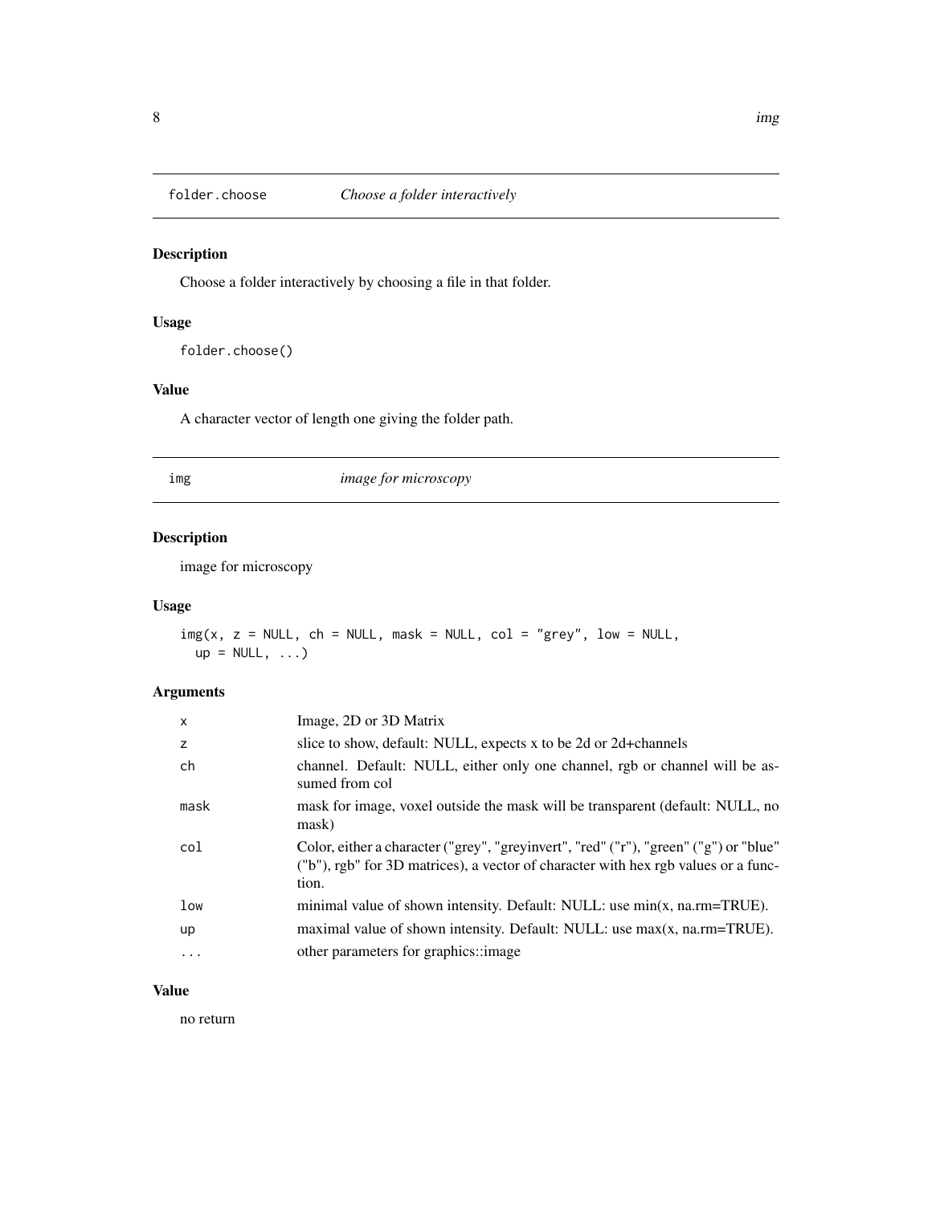## folder.choose *Choose a folder interactively*

### Description

Choose a folder interactively by choosing a file in that folder.

### Usage

```
folder.choose()
```

### Value

A character vector of length one giving the folder path.

## img *image for microscopy*

### Description

image for microscopy

### Usage

```
img(x, z = NULL, ch = NULL, mask = NULL, col = "grey", low = NULL,
  up = NULL, ...)
```

### Arguments

| | |
|---|---|
| x | Image, 2D or 3D Matrix |
| z | slice to show, default: NULL, expects x to be 2d or 2d+channels |
| ch | channel. Default: NULL, either only one channel, rgb or channel will be assumed from col |
| mask | mask for image, voxel outside the mask will be transparent (default: NULL, no mask) |
| col | Color, either a character ("grey", "greyinvert", "red" ("r"), "green" ("g") or "blue" ("b"), rgb" for 3D matrices), a vector of character with hex rgb values or a function. |
| low | minimal value of shown intensity. Default: NULL: use min(x, na.rm=TRUE). |
| up | maximal value of shown intensity. Default: NULL: use max(x, na.rm=TRUE). |
| ... | other parameters for graphics::image |

### Value

no return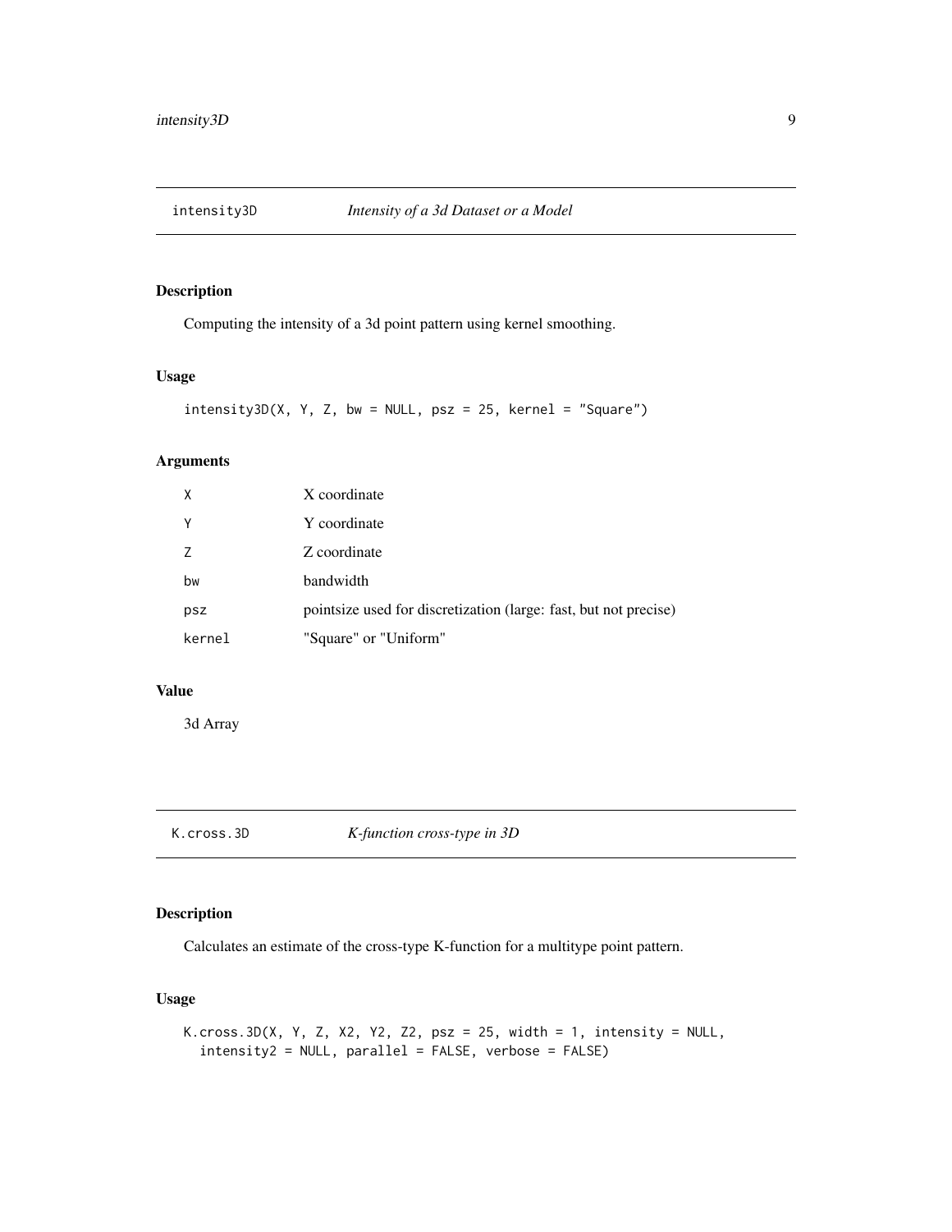## intensity3D — *Intensity of a 3d Dataset or a Model*

### Description

Computing the intensity of a 3d point pattern using kernel smoothing.

### Usage

```
intensity3D(X, Y, Z, bw = NULL, psz = 25, kernel = "Square")
```

### Arguments

| | |
|---|---|
| X | X coordinate |
| Y | Y coordinate |
| Z | Z coordinate |
| bw | bandwidth |
| psz | pointsize used for discretization (large: fast, but not precise) |
| kernel | "Square" or "Uniform" |

### Value

3d Array

## K.cross.3D — *K-function cross-type in 3D*

### Description

Calculates an estimate of the cross-type K-function for a multitype point pattern.

### Usage

```
K.cross.3D(X, Y, Z, X2, Y2, Z2, psz = 25, width = 1, intensity = NULL,
  intensity2 = NULL, parallel = FALSE, verbose = FALSE)
```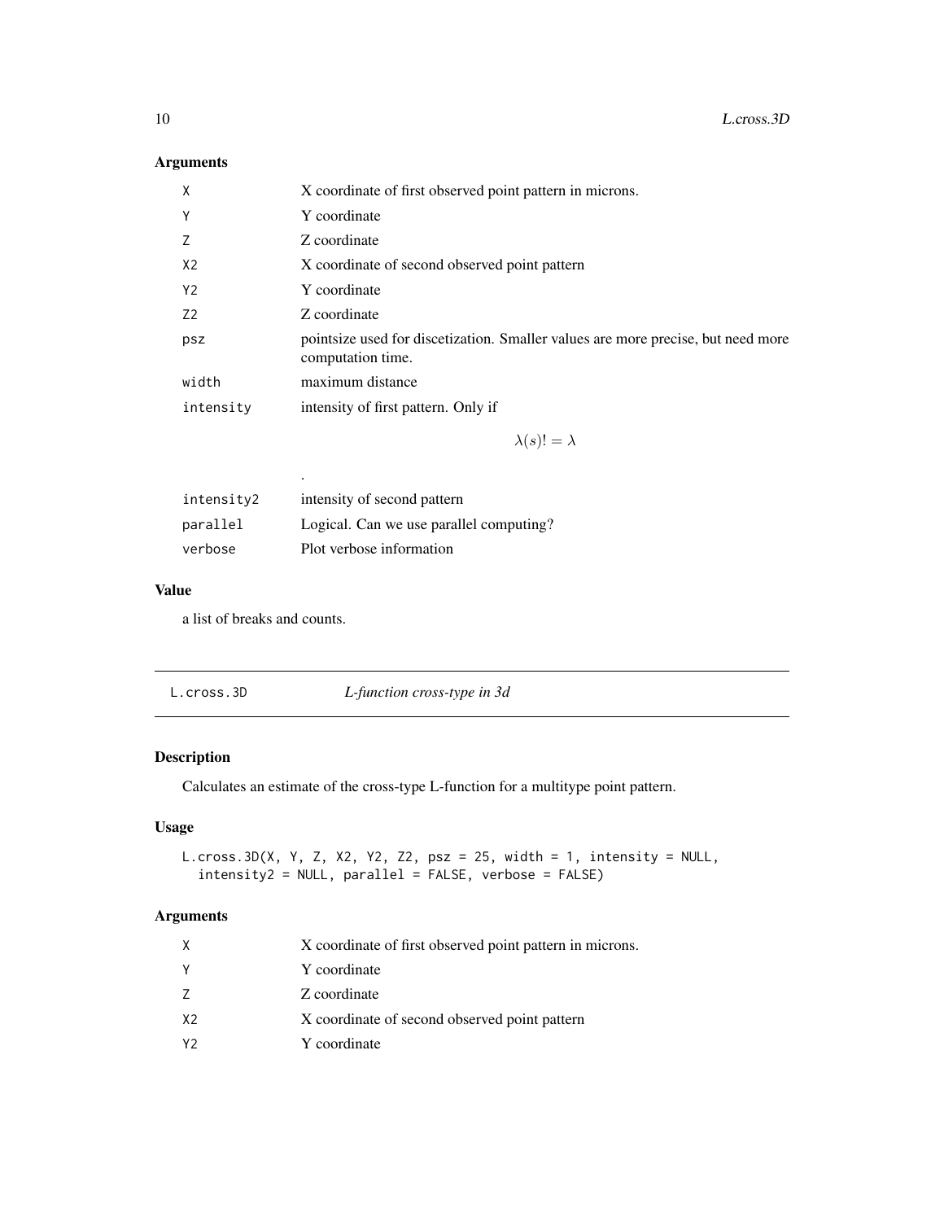### Arguments

| | |
|---|---|
| X | X coordinate of first observed point pattern in microns. |
| Y | Y coordinate |
| Z | Z coordinate |
| X2 | X coordinate of second observed point pattern |
| Y2 | Y coordinate |
| Z2 | Z coordinate |
| psz | pointsize used for discetization. Smaller values are more precise, but need more computation time. |
| width | maximum distance |
| intensity | intensity of first pattern. Only if $$\lambda(s)! = \lambda$$ . |
| intensity2 | intensity of second pattern |
| parallel | Logical. Can we use parallel computing? |
| verbose | Plot verbose information |

### Value

a list of breaks and counts.

---

## L.cross.3D — *L-function cross-type in 3d*

### Description

Calculates an estimate of the cross-type L-function for a multitype point pattern.

### Usage

```
L.cross.3D(X, Y, Z, X2, Y2, Z2, psz = 25, width = 1, intensity = NULL,
  intensity2 = NULL, parallel = FALSE, verbose = FALSE)
```

### Arguments

| | |
|---|---|
| X | X coordinate of first observed point pattern in microns. |
| Y | Y coordinate |
| Z | Z coordinate |
| X2 | X coordinate of second observed point pattern |
| Y2 | Y coordinate |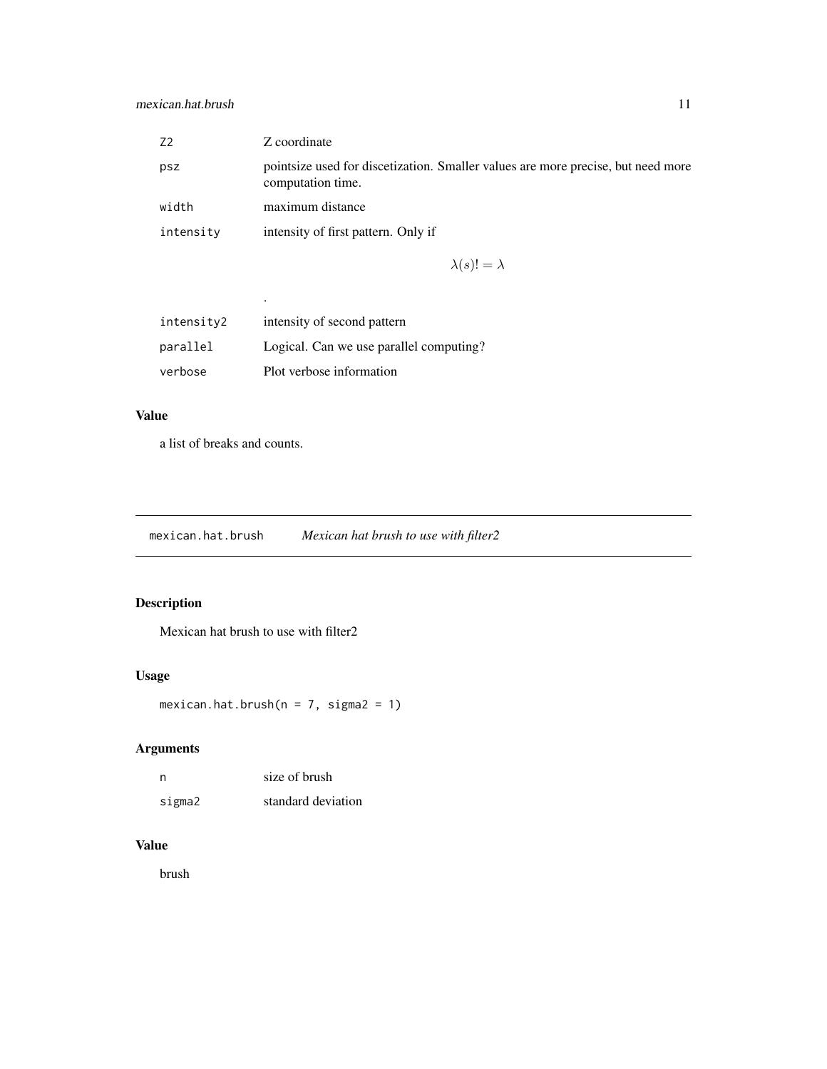| | |
|---|---|
| Z2 | Z coordinate |
| psz | pointsize used for discetization. Smaller values are more precise, but need more computation time. |
| width | maximum distance |
| intensity | intensity of first pattern. Only if $$\lambda(s)! = \lambda$$ . |
| intensity2 | intensity of second pattern |
| parallel | Logical. Can we use parallel computing? |
| verbose | Plot verbose information |

### Value

a list of breaks and counts.

---

## mexican.hat.brush &nbsp;&nbsp;&nbsp; *Mexican hat brush to use with filter2*

---

### Description

Mexican hat brush to use with filter2

### Usage

```
mexican.hat.brush(n = 7, sigma2 = 1)
```

### Arguments

| | |
|---|---|
| n | size of brush |
| sigma2 | standard deviation |

### Value

brush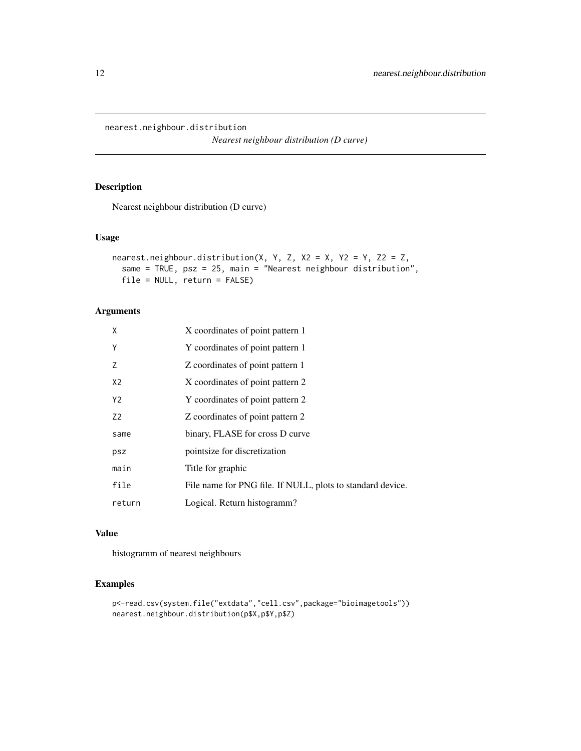`nearest.neighbour.distribution`

*Nearest neighbour distribution (D curve)*

## Description

Nearest neighbour distribution (D curve)

## Usage

```
nearest.neighbour.distribution(X, Y, Z, X2 = X, Y2 = Y, Z2 = Z,
  same = TRUE, psz = 25, main = "Nearest neighbour distribution",
  file = NULL, return = FALSE)
```

## Arguments

| | |
|---|---|
| `X` | X coordinates of point pattern 1 |
| `Y` | Y coordinates of point pattern 1 |
| `Z` | Z coordinates of point pattern 1 |
| `X2` | X coordinates of point pattern 2 |
| `Y2` | Y coordinates of point pattern 2 |
| `Z2` | Z coordinates of point pattern 2 |
| `same` | binary, FLASE for cross D curve |
| `psz` | pointsize for discretization |
| `main` | Title for graphic |
| `file` | File name for PNG file. If NULL, plots to standard device. |
| `return` | Logical. Return histogramm? |

## Value

histogramm of nearest neighbours

## Examples

```
p<-read.csv(system.file("extdata","cell.csv",package="bioimagetools"))
nearest.neighbour.distribution(p$X,p$Y,p$Z)
```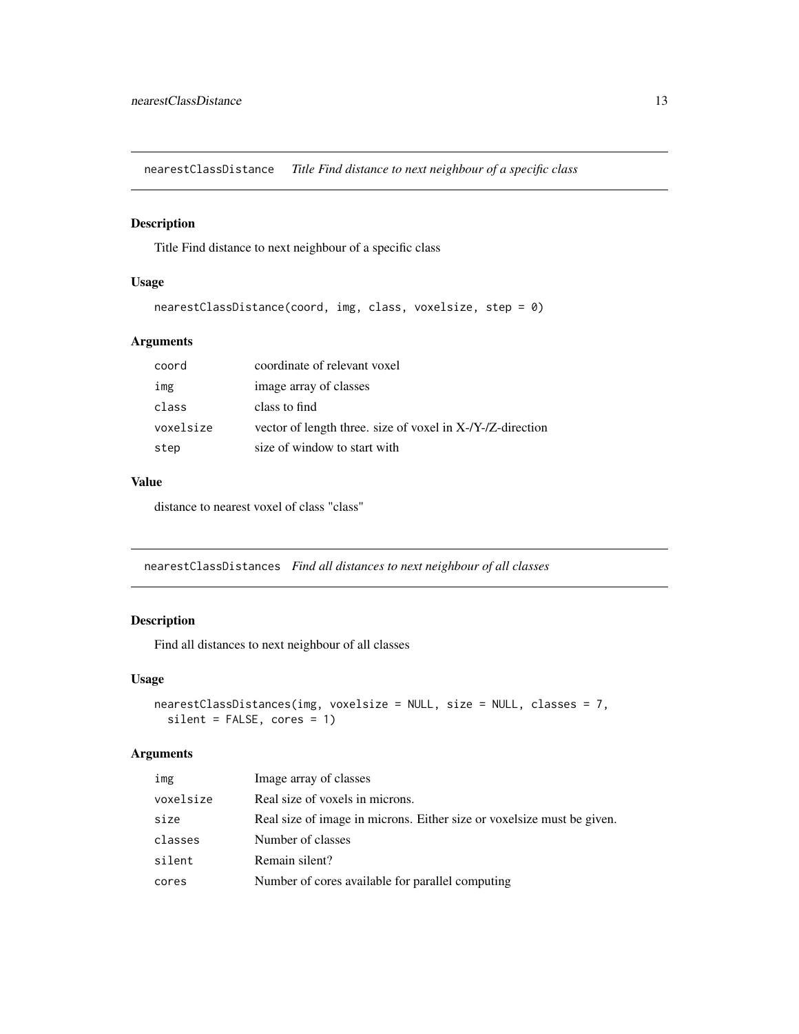## nearestClassDistance *Title Find distance to next neighbour of a specific class*

### Description

Title Find distance to next neighbour of a specific class

### Usage

```
nearestClassDistance(coord, img, class, voxelsize, step = 0)
```

### Arguments

| | |
|---|---|
| coord | coordinate of relevant voxel |
| img | image array of classes |
| class | class to find |
| voxelsize | vector of length three. size of voxel in X-/Y-/Z-direction |
| step | size of window to start with |

### Value

distance to nearest voxel of class "class"

## nearestClassDistances *Find all distances to next neighbour of all classes*

### Description

Find all distances to next neighbour of all classes

### Usage

```
nearestClassDistances(img, voxelsize = NULL, size = NULL, classes = 7,
  silent = FALSE, cores = 1)
```

### Arguments

| | |
|---|---|
| img | Image array of classes |
| voxelsize | Real size of voxels in microns. |
| size | Real size of image in microns. Either size or voxelsize must be given. |
| classes | Number of classes |
| silent | Remain silent? |
| cores | Number of cores available for parallel computing |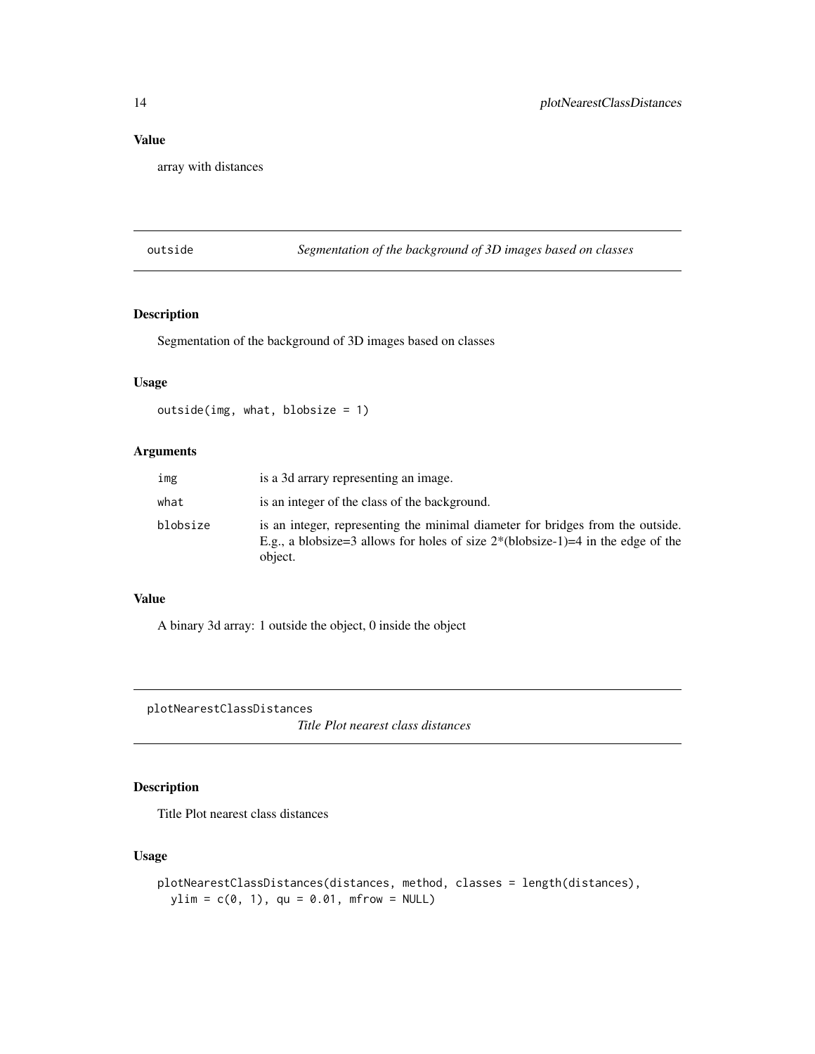### Value

array with distances

---

## outside — *Segmentation of the background of 3D images based on classes*

### Description

Segmentation of the background of 3D images based on classes

### Usage

```
outside(img, what, blobsize = 1)
```

### Arguments

| | |
|---|---|
| `img` | is a 3d arrary representing an image. |
| `what` | is an integer of the class of the background. |
| `blobsize` | is an integer, representing the minimal diameter for bridges from the outside. E.g., a blobsize=3 allows for holes of size 2*(blobsize-1)=4 in the edge of the object. |

### Value

A binary 3d array: 1 outside the object, 0 inside the object

---

## plotNearestClassDistances — *Title Plot nearest class distances*

### Description

Title Plot nearest class distances

### Usage

```
plotNearestClassDistances(distances, method, classes = length(distances),
  ylim = c(0, 1), qu = 0.01, mfrow = NULL)
```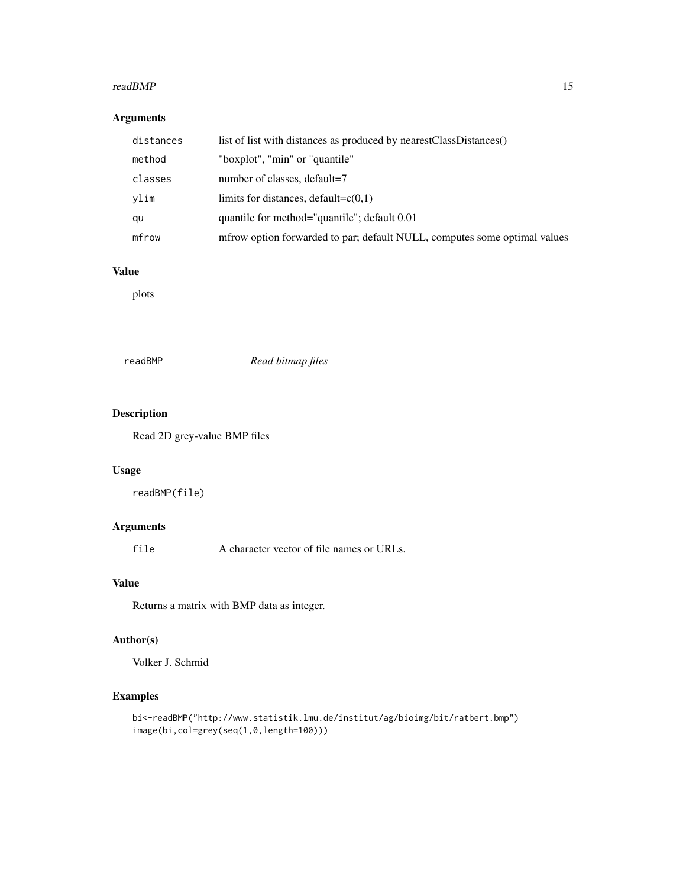### Arguments

| | |
|---|---|
| `distances` | list of list with distances as produced by nearestClassDistances() |
| `method` | "boxplot", "min" or "quantile" |
| `classes` | number of classes, default=7 |
| `ylim` | limits for distances, default=c(0,1) |
| `qu` | quantile for method="quantile"; default 0.01 |
| `mfrow` | mfrow option forwarded to par; default NULL, computes some optimal values |

### Value

plots

---

## readBMP — *Read bitmap files*

---

### Description

Read 2D grey-value BMP files

### Usage

```
readBMP(file)
```

### Arguments

| | |
|---|---|
| `file` | A character vector of file names or URLs. |

### Value

Returns a matrix with BMP data as integer.

### Author(s)

Volker J. Schmid

### Examples

```
bi<-readBMP("http://www.statistik.lmu.de/institut/ag/bioimg/bit/ratbert.bmp")
image(bi,col=grey(seq(1,0,length=100)))
```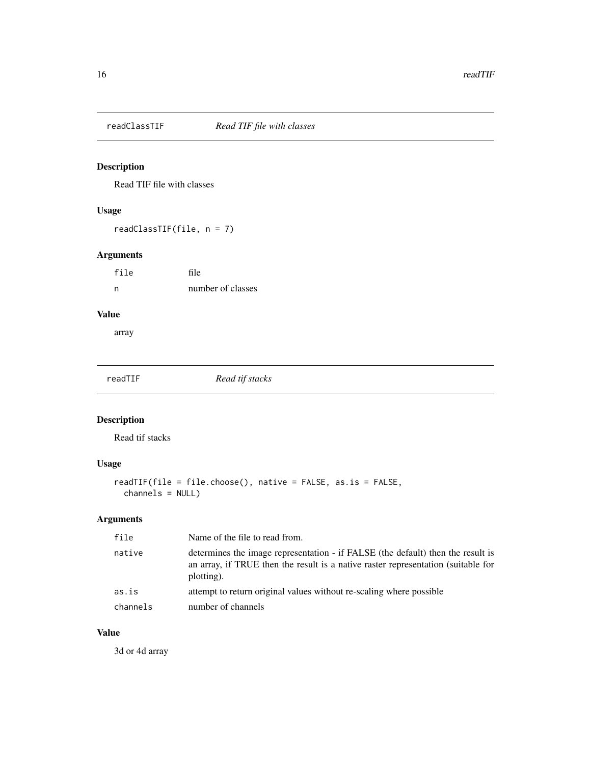## readClassTIF *Read TIF file with classes*

### Description

Read TIF file with classes

### Usage

```
readClassTIF(file, n = 7)
```

### Arguments

| | |
|---|---|
| file | file |
| n | number of classes |

### Value

array

## readTIF *Read tif stacks*

### Description

Read tif stacks

### Usage

```
readTIF(file = file.choose(), native = FALSE, as.is = FALSE,
  channels = NULL)
```

### Arguments

| | |
|---|---|
| file | Name of the file to read from. |
| native | determines the image representation - if FALSE (the default) then the result is an array, if TRUE then the result is a native raster representation (suitable for plotting). |
| as.is | attempt to return original values without re-scaling where possible |
| channels | number of channels |

### Value

3d or 4d array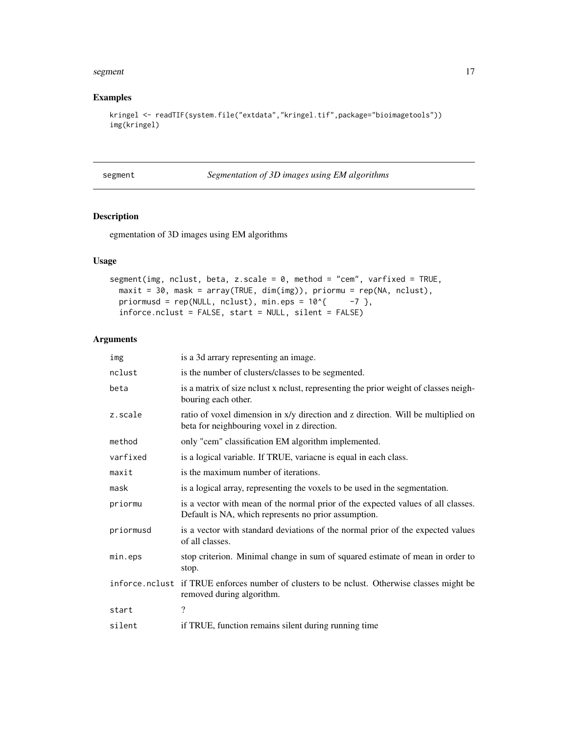## Examples

```
kringel <- readTIF(system.file("extdata","kringel.tif",package="bioimagetools"))
img(kringel)
```

---

## segment — *Segmentation of 3D images using EM algorithms*

---

### Description

egmentation of 3D images using EM algorithms

### Usage

```
segment(img, nclust, beta, z.scale = 0, method = "cem", varfixed = TRUE,
  maxit = 30, mask = array(TRUE, dim(img)), priormu = rep(NA, nclust),
  priormusd = rep(NULL, nclust), min.eps = 10^{     -7 },
  inforce.nclust = FALSE, start = NULL, silent = FALSE)
```

### Arguments

| | |
|---|---|
| img | is a 3d arrary representing an image. |
| nclust | is the number of clusters/classes to be segmented. |
| beta | is a matrix of size nclust x nclust, representing the prior weight of classes neighbouring each other. |
| z.scale | ratio of voxel dimension in x/y direction and z direction. Will be multiplied on beta for neighbouring voxel in z direction. |
| method | only "cem" classification EM algorithm implemented. |
| varfixed | is a logical variable. If TRUE, variacne is equal in each class. |
| maxit | is the maximum number of iterations. |
| mask | is a logical array, representing the voxels to be used in the segmentation. |
| priormu | is a vector with mean of the normal prior of the expected values of all classes. Default is NA, which represents no prior assumption. |
| priormusd | is a vector with standard deviations of the normal prior of the expected values of all classes. |
| min.eps | stop criterion. Minimal change in sum of squared estimate of mean in order to stop. |
| inforce.nclust | if TRUE enforces number of clusters to be nclust. Otherwise classes might be removed during algorithm. |
| start | ? |
| silent | if TRUE, function remains silent during running time |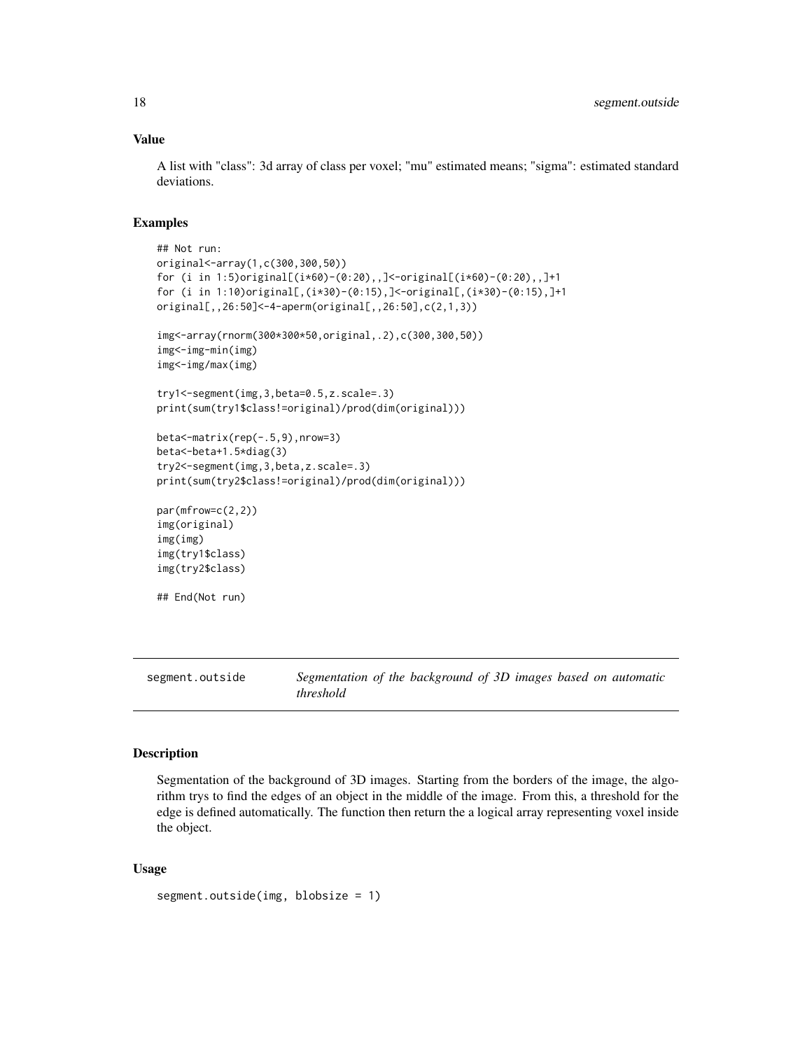### Value

A list with "class": 3d array of class per voxel; "mu" estimated means; "sigma": estimated standard deviations.

### Examples

```
## Not run:
original<-array(1,c(300,300,50))
for (i in 1:5)original[(i*60)-(0:20),,]<-original[(i*60)-(0:20),,]+1
for (i in 1:10)original[,(i*30)-(0:15),]<-original[,(i*30)-(0:15),]+1
original[,,26:50]<-4-aperm(original[,,26:50],c(2,1,3))

img<-array(rnorm(300*300*50,original,.2),c(300,300,50))
img<-img-min(img)
img<-img/max(img)

try1<-segment(img,3,beta=0.5,z.scale=.3)
print(sum(try1$class!=original)/prod(dim(original)))

beta<-matrix(rep(-.5,9),nrow=3)
beta<-beta+1.5*diag(3)
try2<-segment(img,3,beta,z.scale=.3)
print(sum(try2$class!=original)/prod(dim(original)))

par(mfrow=c(2,2))
img(original)
img(img)
img(try1$class)
img(try2$class)

## End(Not run)
```

---

## segment.outside — *Segmentation of the background of 3D images based on automatic threshold*

---

### Description

Segmentation of the background of 3D images. Starting from the borders of the image, the algorithm trys to find the edges of an object in the middle of the image. From this, a threshold for the edge is defined automatically. The function then return the a logical array representing voxel inside the object.

### Usage

```
segment.outside(img, blobsize = 1)
```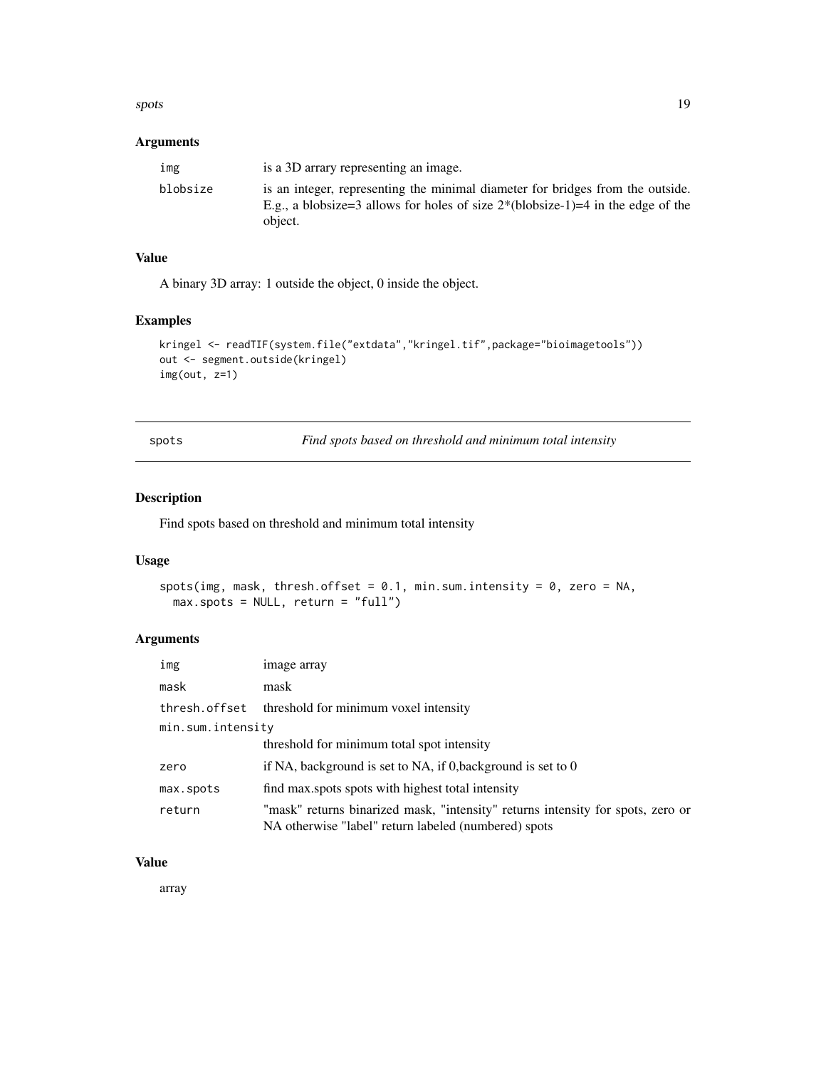## Arguments

| | |
|---|---|
| img | is a 3D arrary representing an image. |
| blobsize | is an integer, representing the minimal diameter for bridges from the outside. E.g., a blobsize=3 allows for holes of size 2*(blobsize-1)=4 in the edge of the object. |

## Value

A binary 3D array: 1 outside the object, 0 inside the object.

## Examples

```
kringel <- readTIF(system.file("extdata","kringel.tif",package="bioimagetools"))
out <- segment.outside(kringel)
img(out, z=1)
```

---

# spots *Find spots based on threshold and minimum total intensity*

## Description

Find spots based on threshold and minimum total intensity

## Usage

```
spots(img, mask, thresh.offset = 0.1, min.sum.intensity = 0, zero = NA,
  max.spots = NULL, return = "full")
```

## Arguments

| | |
|---|---|
| img | image array |
| mask | mask |
| thresh.offset | threshold for minimum voxel intensity |
| min.sum.intensity | threshold for minimum total spot intensity |
| zero | if NA, background is set to NA, if 0,background is set to 0 |
| max.spots | find max.spots spots with highest total intensity |
| return | "mask" returns binarized mask, "intensity" returns intensity for spots, zero or NA otherwise "label" return labeled (numbered) spots |

## Value

array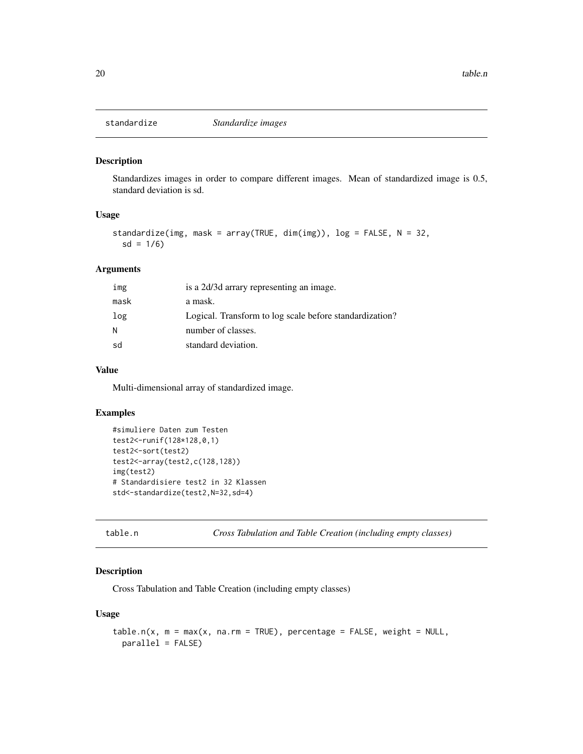## standardize — *Standardize images*

### Description

Standardizes images in order to compare different images. Mean of standardized image is 0.5, standard deviation is sd.

### Usage

```
standardize(img, mask = array(TRUE, dim(img)), log = FALSE, N = 32,
  sd = 1/6)
```

### Arguments

| | |
|---|---|
| img | is a 2d/3d arrary representing an image. |
| mask | a mask. |
| log | Logical. Transform to log scale before standardization? |
| N | number of classes. |
| sd | standard deviation. |

### Value

Multi-dimensional array of standardized image.

### Examples

```
#simuliere Daten zum Testen
test2<-runif(128*128,0,1)
test2<-sort(test2)
test2<-array(test2,c(128,128))
img(test2)
# Standardisiere test2 in 32 Klassen
std<-standardize(test2,N=32,sd=4)
```

## table.n — *Cross Tabulation and Table Creation (including empty classes)*

### Description

Cross Tabulation and Table Creation (including empty classes)

### Usage

```
table.n(x, m = max(x, na.rm = TRUE), percentage = FALSE, weight = NULL,
  parallel = FALSE)
```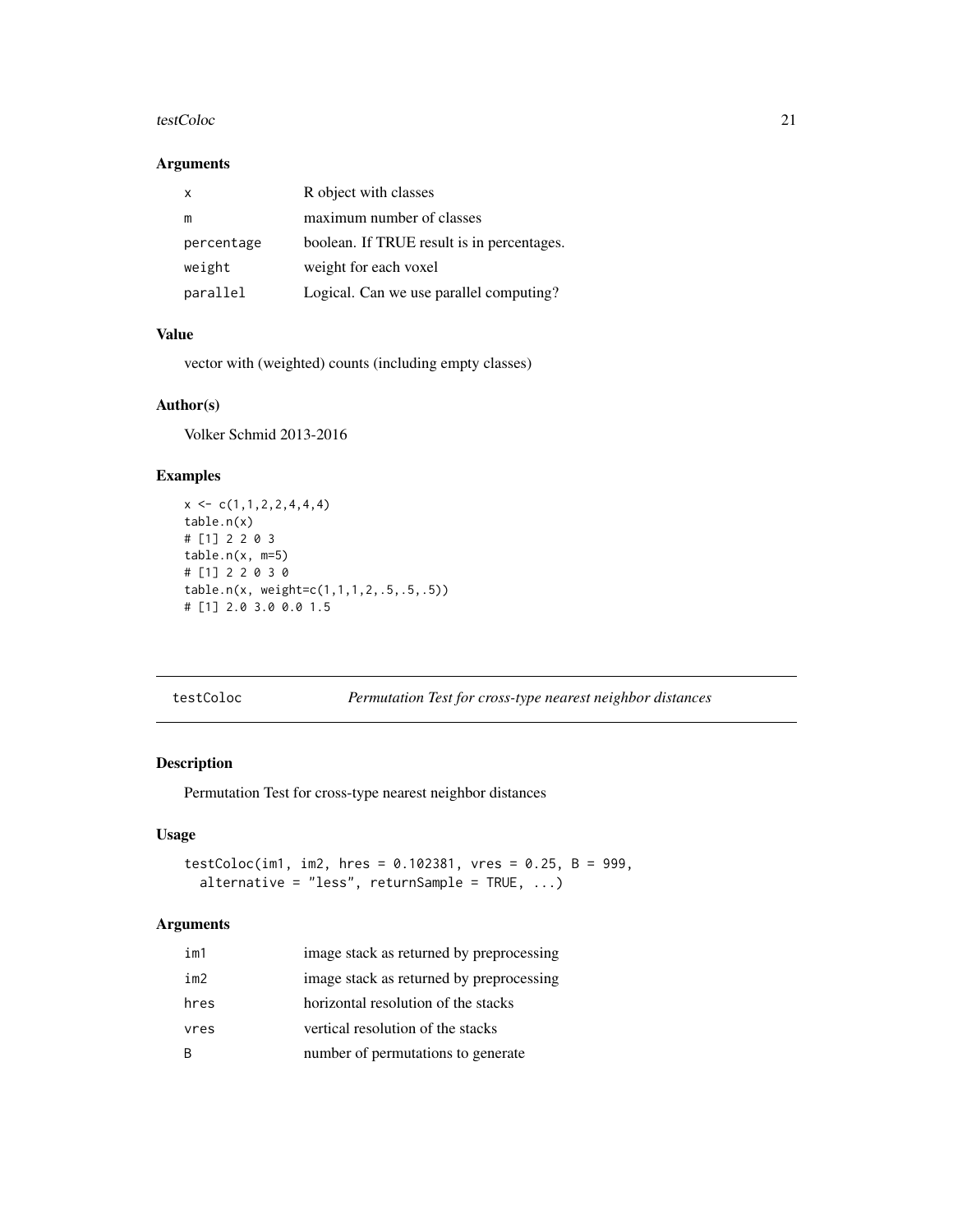## Arguments

| | |
|---|---|
| x | R object with classes |
| m | maximum number of classes |
| percentage | boolean. If TRUE result is in percentages. |
| weight | weight for each voxel |
| parallel | Logical. Can we use parallel computing? |

## Value

vector with (weighted) counts (including empty classes)

## Author(s)

Volker Schmid 2013-2016

## Examples

```
x <- c(1,1,2,2,4,4,4)
table.n(x)
# [1] 2 2 0 3
table.n(x, m=5)
# [1] 2 2 0 3 0
table.n(x, weight=c(1,1,1,2,.5,.5,.5))
# [1] 2.0 3.0 0.0 1.5
```

---

# testColoc — *Permutation Test for cross-type nearest neighbor distances*

---

## Description

Permutation Test for cross-type nearest neighbor distances

## Usage

```
testColoc(im1, im2, hres = 0.102381, vres = 0.25, B = 999,
  alternative = "less", returnSample = TRUE, ...)
```

## Arguments

| | |
|---|---|
| im1 | image stack as returned by preprocessing |
| im2 | image stack as returned by preprocessing |
| hres | horizontal resolution of the stacks |
| vres | vertical resolution of the stacks |
| B | number of permutations to generate |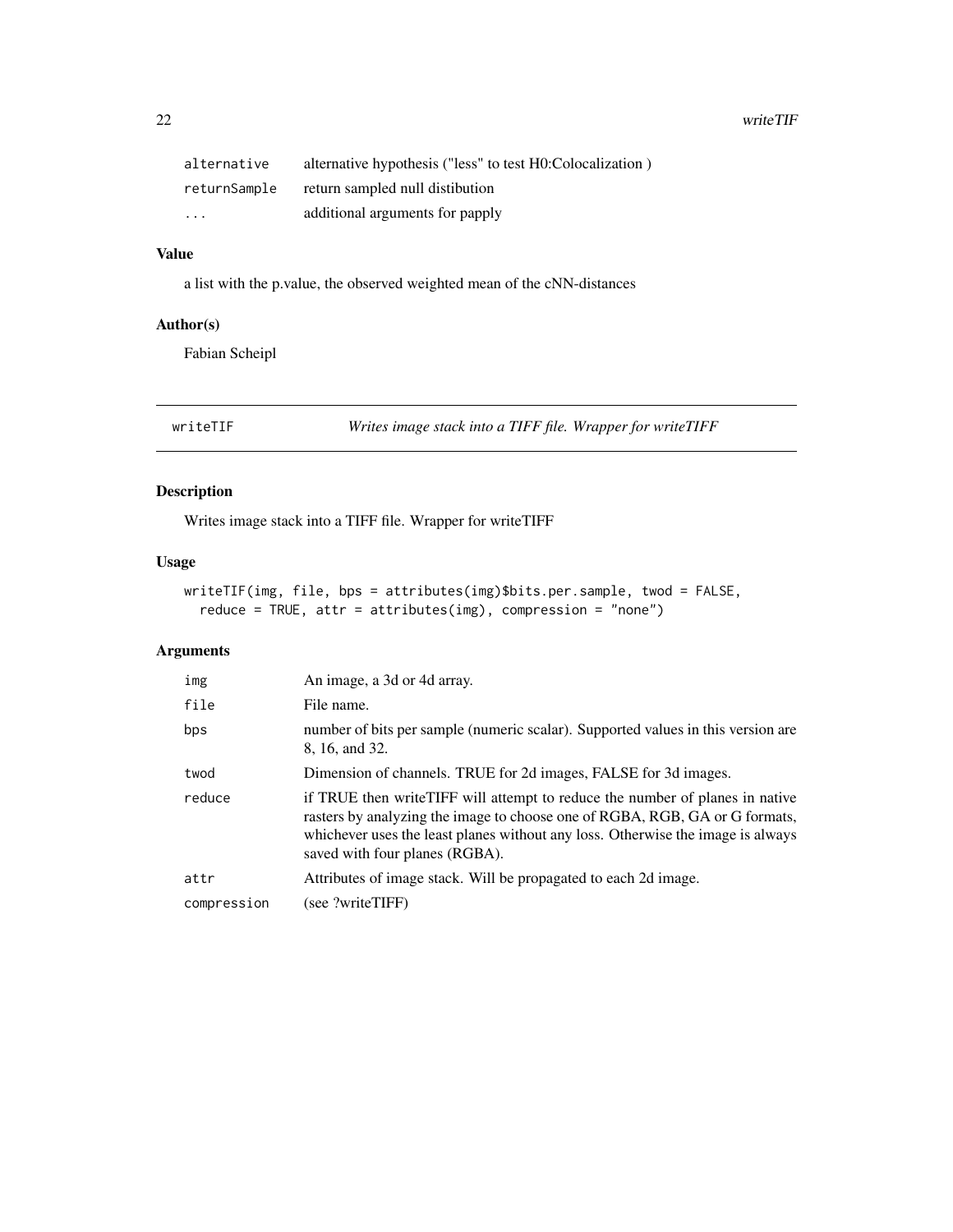| | |
|---|---|
| alternative | alternative hypothesis ("less" to test H0:Colocalization ) |
| returnSample | return sampled null distibution |
| ... | additional arguments for papply |

### Value

a list with the p.value, the observed weighted mean of the cNN-distances

### Author(s)

Fabian Scheipl

---

## writeTIF — *Writes image stack into a TIFF file. Wrapper for writeTIFF*

### Description

Writes image stack into a TIFF file. Wrapper for writeTIFF

### Usage

```
writeTIF(img, file, bps = attributes(img)$bits.per.sample, twod = FALSE,
  reduce = TRUE, attr = attributes(img), compression = "none")
```

### Arguments

| | |
|---|---|
| img | An image, a 3d or 4d array. |
| file | File name. |
| bps | number of bits per sample (numeric scalar). Supported values in this version are 8, 16, and 32. |
| twod | Dimension of channels. TRUE for 2d images, FALSE for 3d images. |
| reduce | if TRUE then writeTIFF will attempt to reduce the number of planes in native rasters by analyzing the image to choose one of RGBA, RGB, GA or G formats, whichever uses the least planes without any loss. Otherwise the image is always saved with four planes (RGBA). |
| attr | Attributes of image stack. Will be propagated to each 2d image. |
| compression | (see ?writeTIFF) |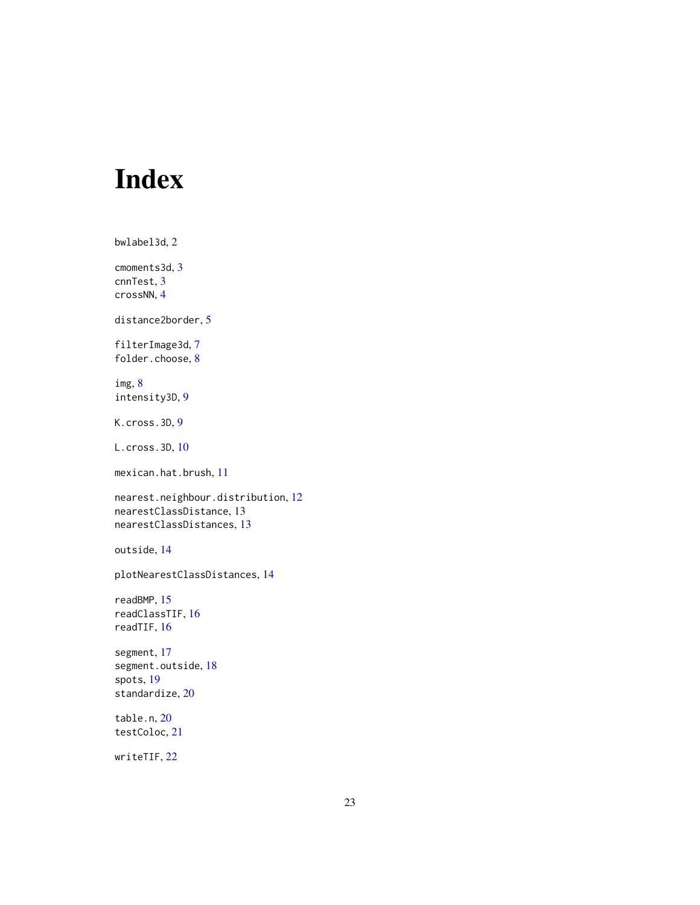# Index

bwlabel3d, 2

cmoments3d, 3
cnnTest, 3
crossNN, 4

distance2border, 5

filterImage3d, 7
folder.choose, 8

img, 8
intensity3D, 9

K.cross.3D, 9

L.cross.3D, 10

mexican.hat.brush, 11

nearest.neighbour.distribution, 12
nearestClassDistance, 13
nearestClassDistances, 13

outside, 14

plotNearestClassDistances, 14

readBMP, 15
readClassTIF, 16
readTIF, 16

segment, 17
segment.outside, 18
spots, 19
standardize, 20

table.n, 20
testColoc, 21

writeTIF, 22